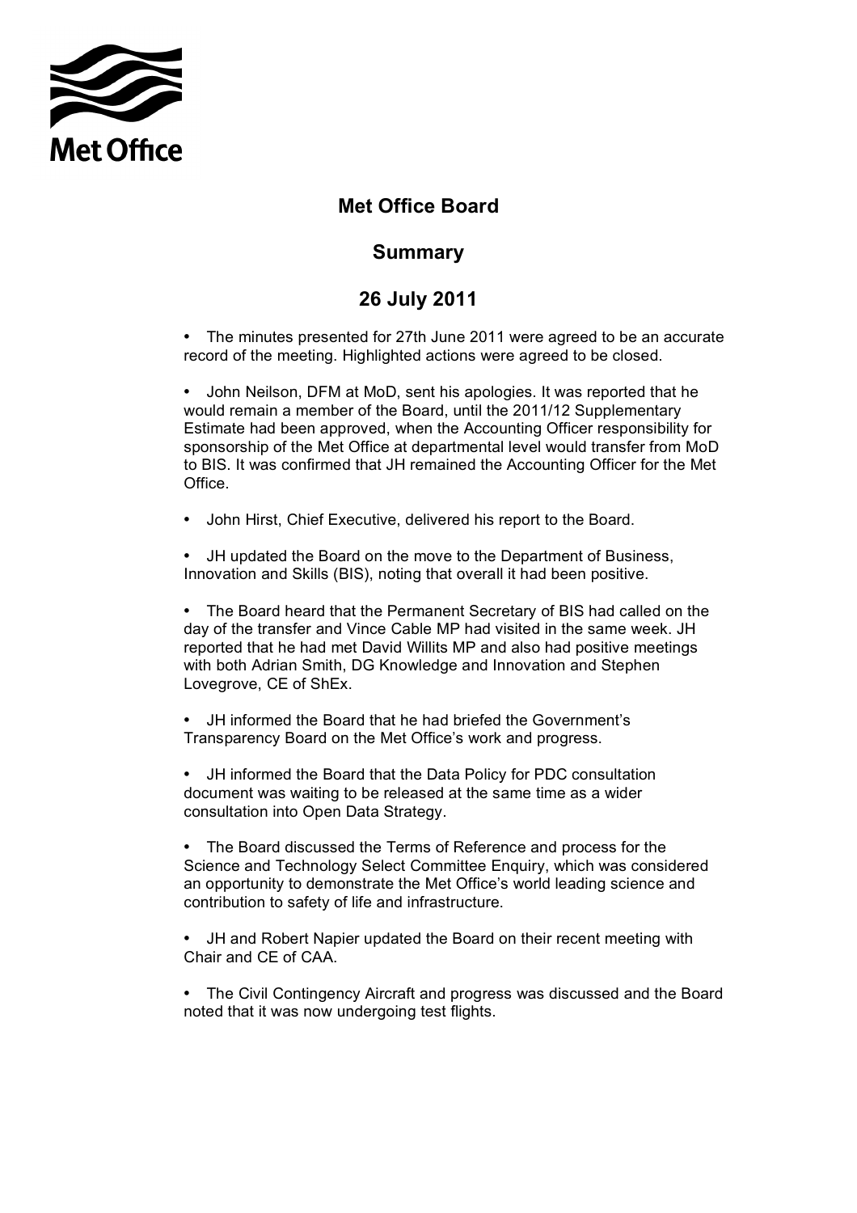# Met Office Board

## Summary

## 26 July 2011

- The minutes presented for 27th June 2011 were agreed to be an accurate record of the meeting. Highlighted actions were agreed to be closed.

- John Neilson, DFM at MoD, sent his apologies. It was reported that he would remain a member of the Board, until the 2011/12 Supplementary Estimate had been approved, when the Accounting Officer responsibility for sponsorship of the Met Office at departmental level would transfer from MoD to BIS. It was confirmed that JH remained the Accounting Officer for the Met Office.

- John Hirst, Chief Executive, delivered his report to the Board.

- JH updated the Board on the move to the Department of Business, Innovation and Skills (BIS), noting that overall it had been positive.

- The Board heard that the Permanent Secretary of BIS had called on the day of the transfer and Vince Cable MP had visited in the same week. JH reported that he had met David Willits MP and also had positive meetings with both Adrian Smith, DG Knowledge and Innovation and Stephen Lovegrove, CE of ShEx.

- JH informed the Board that he had briefed the Government's Transparency Board on the Met Office's work and progress.

- JH informed the Board that the Data Policy for PDC consultation document was waiting to be released at the same time as a wider consultation into Open Data Strategy.

- The Board discussed the Terms of Reference and process for the Science and Technology Select Committee Enquiry, which was considered an opportunity to demonstrate the Met Office's world leading science and contribution to safety of life and infrastructure.

- JH and Robert Napier updated the Board on their recent meeting with Chair and CE of CAA.

- The Civil Contingency Aircraft and progress was discussed and the Board noted that it was now undergoing test flights.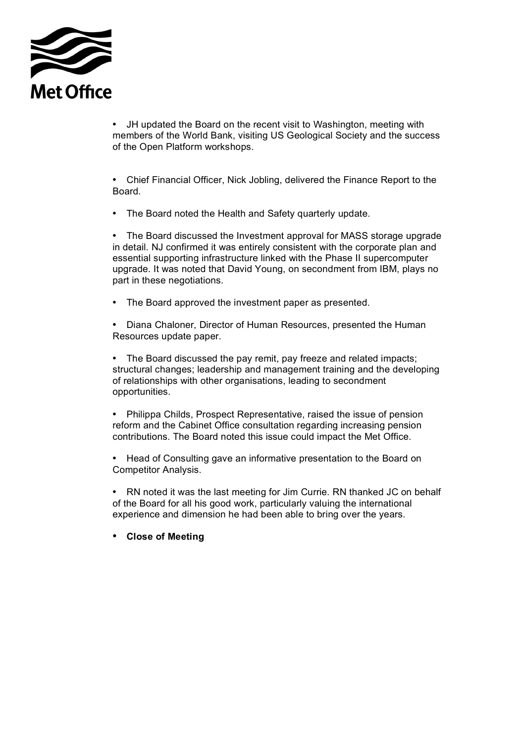- JH updated the Board on the recent visit to Washington, meeting with members of the World Bank, visiting US Geological Society and the success of the Open Platform workshops.

- Chief Financial Officer, Nick Jobling, delivered the Finance Report to the Board.

- The Board noted the Health and Safety quarterly update.

- The Board discussed the Investment approval for MASS storage upgrade in detail. NJ confirmed it was entirely consistent with the corporate plan and essential supporting infrastructure linked with the Phase II supercomputer upgrade. It was noted that David Young, on secondment from IBM, plays no part in these negotiations.

- The Board approved the investment paper as presented.

- Diana Chaloner, Director of Human Resources, presented the Human Resources update paper.

- The Board discussed the pay remit, pay freeze and related impacts; structural changes; leadership and management training and the developing of relationships with other organisations, leading to secondment opportunities.

- Philippa Childs, Prospect Representative, raised the issue of pension reform and the Cabinet Office consultation regarding increasing pension contributions. The Board noted this issue could impact the Met Office.

- Head of Consulting gave an informative presentation to the Board on Competitor Analysis.

- RN noted it was the last meeting for Jim Currie. RN thanked JC on behalf of the Board for all his good work, particularly valuing the international experience and dimension he had been able to bring over the years.

- **Close of Meeting**